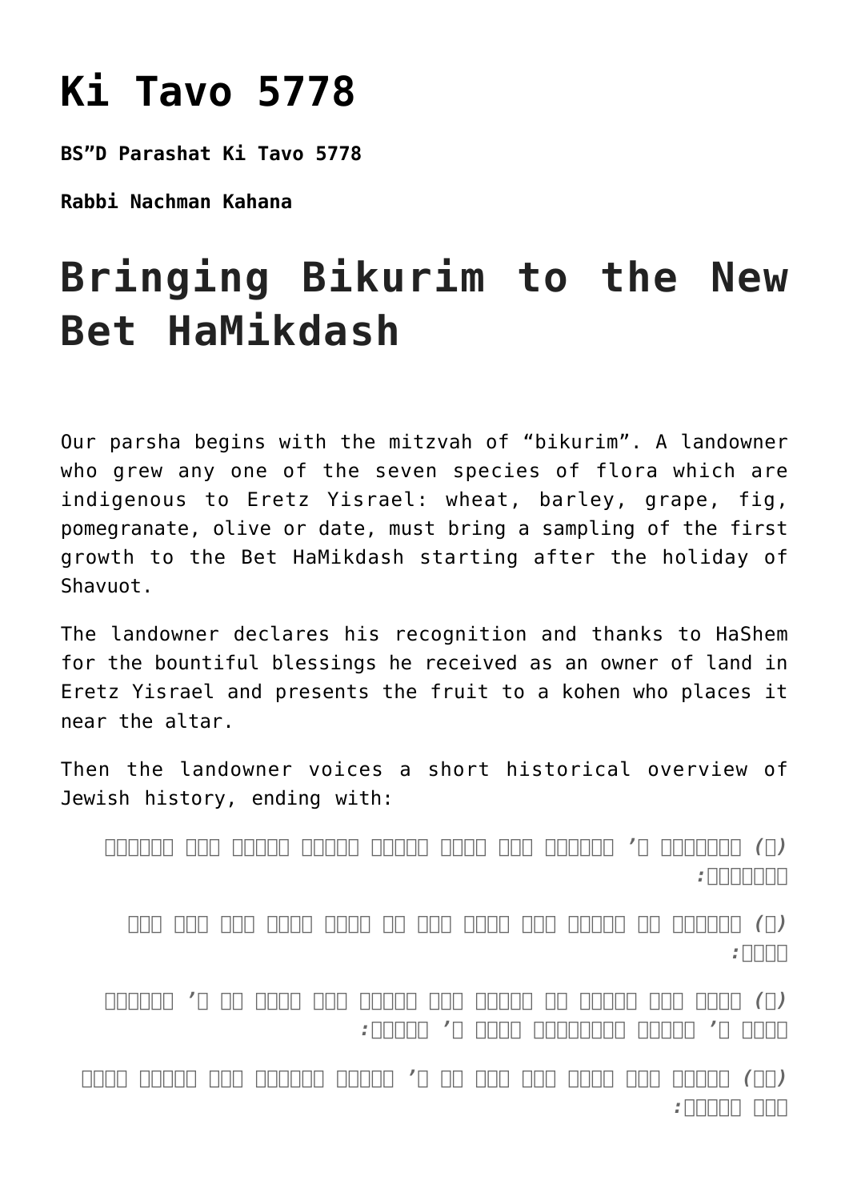# Ki Tavo 5778

**BS”D Parashat Ki Tavo 5778**

**Rabbi Nachman Kahana**

# Bringing Bikurim to the New Bet HaMikdash

Our parsha begins with the mitzvah of “bikurim”. A landowner who grew any one of the seven species of flora which are indigenous to Eretz Yisrael: wheat, barley, grape, fig, pomegranate, olive or date, must bring a sampling of the first growth to the Bet HaMikdash starting after the holiday of Shavuot.

The landowner declares his recognition and thanks to HaShem for the bountiful blessings he received as an owner of land in Eretz Yisrael and presents the fruit to a kohen who places it near the altar.

Then the landowner voices a short historical overview of Jewish history, ending with:

> *(□)* □□□□□□□□ ’□ □□□□□□□ □□□ □□□□ □□□□□ □□□□□□ □□□□□ □□□□□□ □□□ □□□□□□□ :□□□□□□□□
>
> *(□)* □□□□□□□ □□ □□□□□□ □□□ □□□□ □□□ □□ □□□□ □□□□□ □□□ □□□ □□□ :□□□□
>
> *(□)* □□□□ □□□□ □□□ □□□□□□ □□ □□□□□□ □□□ □□□□□□ □□□□ □□□ □□ ’□ □□□□□□□ □□□□ ’□ □□□□□□□□□□ □□□□□ ’□ □□□□□ :□□□□□□ ’□
>
> *(□□)* □□□□□□ □□□ □□□□ □□□□ □□□ □□ ’□ □□□□□□□ □□□□□□□ □□□ □□□□□□ □□□□□ □□□□□ :□□□□□□ □□□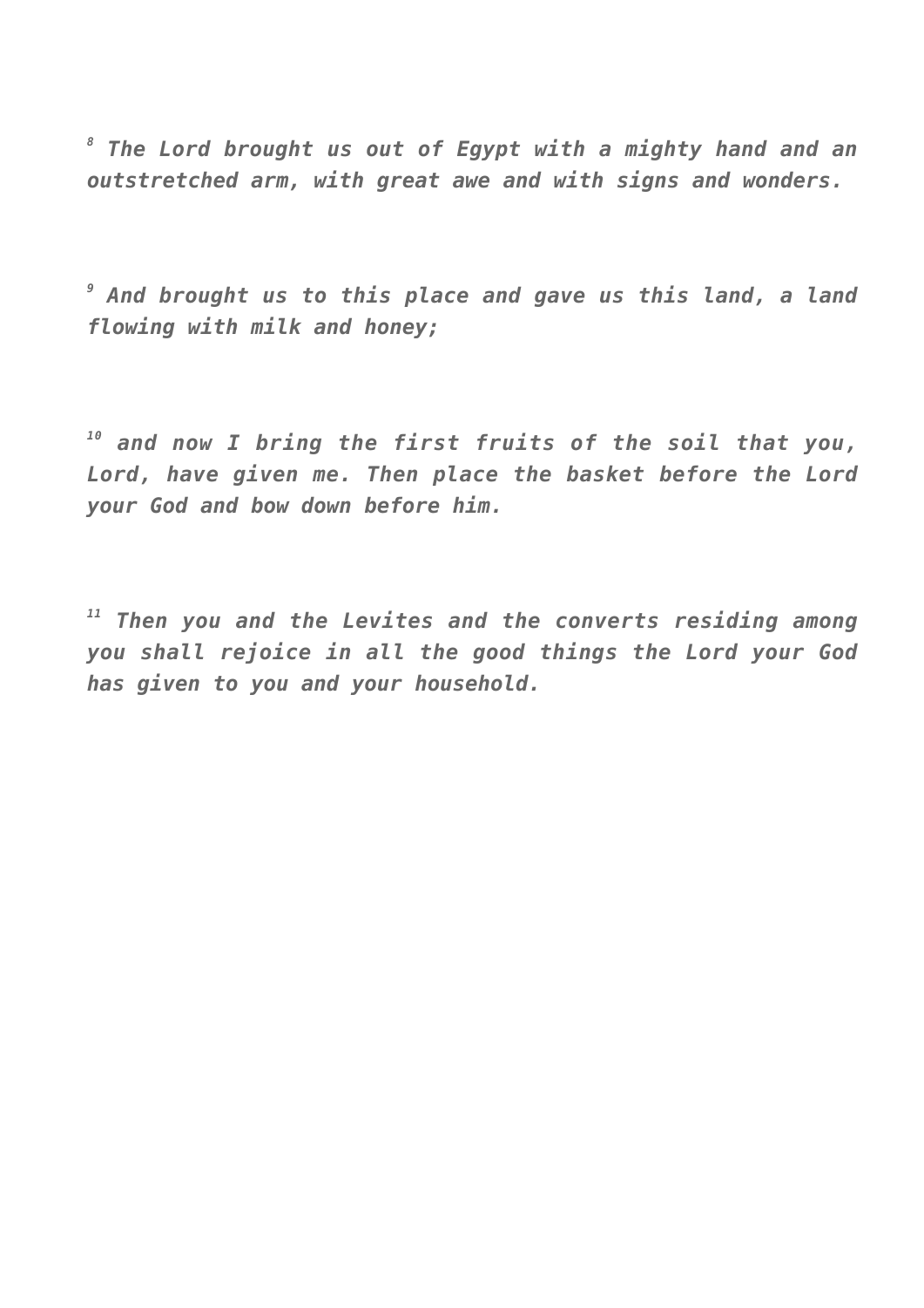*[8] The Lord brought us out of Egypt with a mighty hand and an outstretched arm, with great awe and with signs and wonders.*

*[9] And brought us to this place and gave us this land, a land flowing with milk and honey;*

*[10] and now I bring the first fruits of the soil that you, Lord, have given me. Then place the basket before the Lord your God and bow down before him.*

*[11] Then you and the Levites and the converts residing among you shall rejoice in all the good things the Lord your God has given to you and your household.*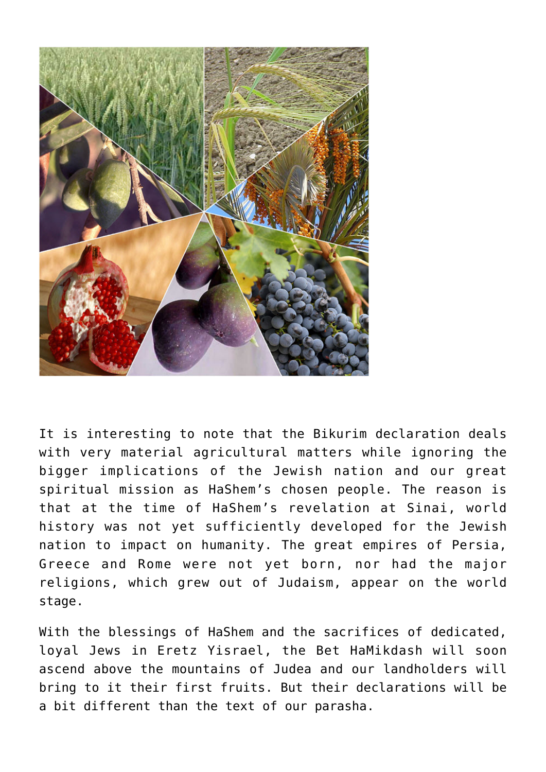It is interesting to note that the Bikurim declaration deals with very material agricultural matters while ignoring the bigger implications of the Jewish nation and our great spiritual mission as HaShem's chosen people. The reason is that at the time of HaShem's revelation at Sinai, world history was not yet sufficiently developed for the Jewish nation to impact on humanity. The great empires of Persia, Greece and Rome were not yet born, nor had the major religions, which grew out of Judaism, appear on the world stage.

With the blessings of HaShem and the sacrifices of dedicated, loyal Jews in Eretz Yisrael, the Bet HaMikdash will soon ascend above the mountains of Judea and our landholders will bring to it their first fruits. But their declarations will be a bit different than the text of our parasha.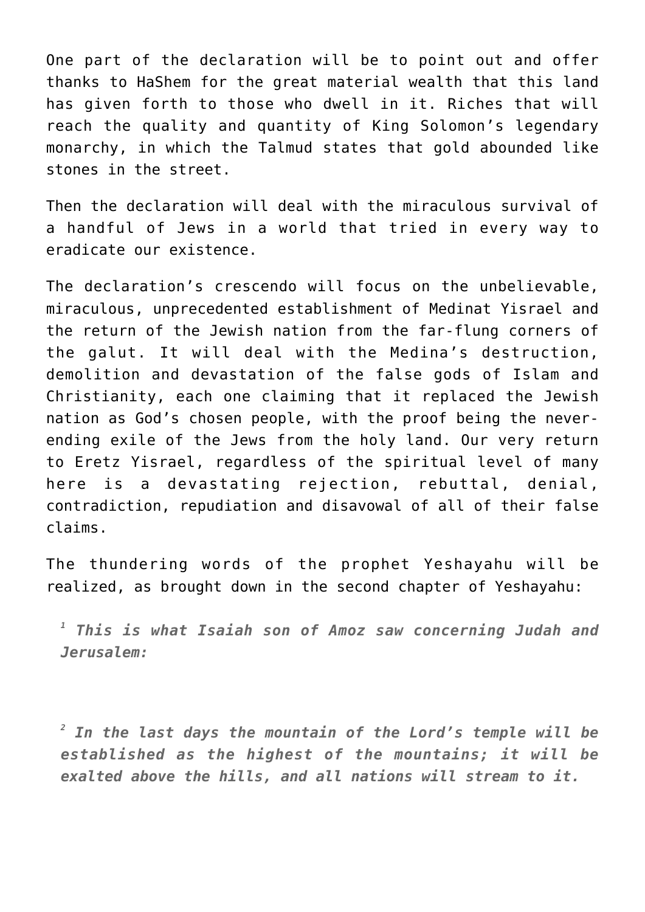One part of the declaration will be to point out and offer thanks to HaShem for the great material wealth that this land has given forth to those who dwell in it. Riches that will reach the quality and quantity of King Solomon's legendary monarchy, in which the Talmud states that gold abounded like stones in the street.

Then the declaration will deal with the miraculous survival of a handful of Jews in a world that tried in every way to eradicate our existence.

The declaration's crescendo will focus on the unbelievable, miraculous, unprecedented establishment of Medinat Yisrael and the return of the Jewish nation from the far-flung corners of the galut. It will deal with the Medina's destruction, demolition and devastation of the false gods of Islam and Christianity, each one claiming that it replaced the Jewish nation as God's chosen people, with the proof being the never-ending exile of the Jews from the holy land. Our very return to Eretz Yisrael, regardless of the spiritual level of many here is a devastating rejection, rebuttal, denial, contradiction, repudiation and disavowal of all of their false claims.

The thundering words of the prophet Yeshayahu will be realized, as brought down in the second chapter of Yeshayahu:

> [1] ***This is what Isaiah son of Amoz saw concerning Judah and Jerusalem:***
>
> [2] ***In the last days the mountain of the Lord's temple will be established as the highest of the mountains; it will be exalted above the hills, and all nations will stream to it.***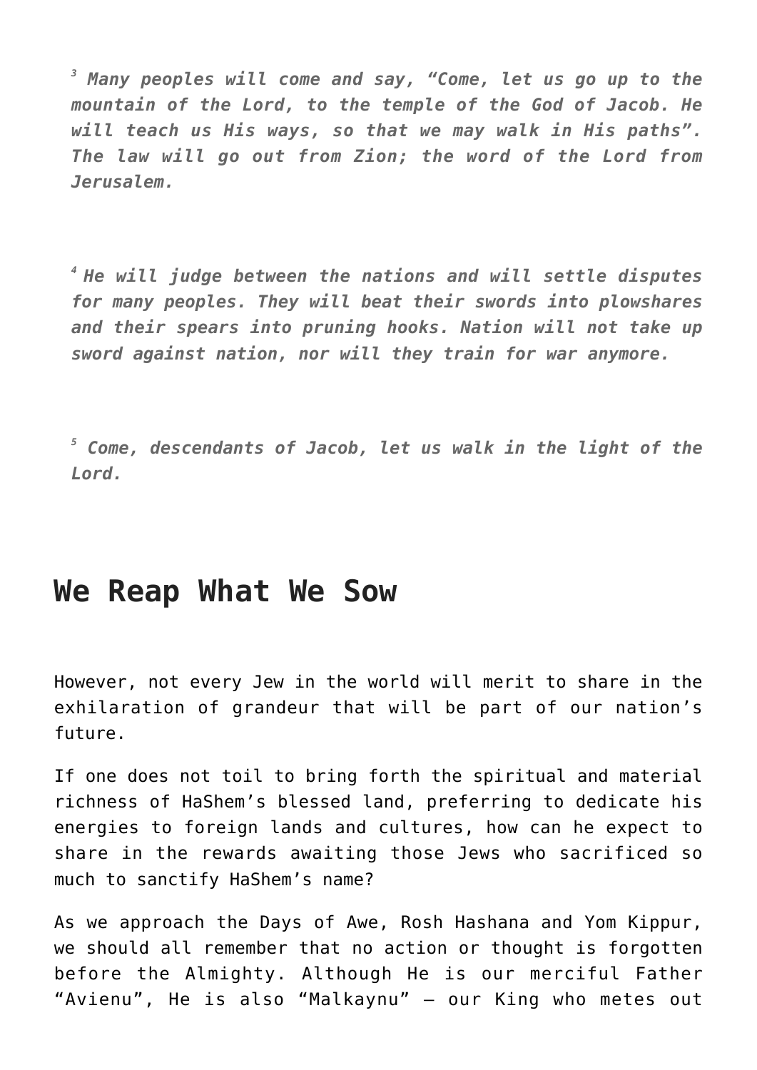*[3] Many peoples will come and say, "Come, let us go up to the mountain of the Lord, to the temple of the God of Jacob. He will teach us His ways, so that we may walk in His paths". The law will go out from Zion; the word of the Lord from Jerusalem.*

*[4] He will judge between the nations and will settle disputes for many peoples. They will beat their swords into plowshares and their spears into pruning hooks. Nation will not take up sword against nation, nor will they train for war anymore.*

*[5] Come, descendants of Jacob, let us walk in the light of the Lord.*

## We Reap What We Sow

However, not every Jew in the world will merit to share in the exhilaration of grandeur that will be part of our nation's future.

If one does not toil to bring forth the spiritual and material richness of HaShem's blessed land, preferring to dedicate his energies to foreign lands and cultures, how can he expect to share in the rewards awaiting those Jews who sacrificed so much to sanctify HaShem's name?

As we approach the Days of Awe, Rosh Hashana and Yom Kippur, we should all remember that no action or thought is forgotten before the Almighty. Although He is our merciful Father "Avienu", He is also "Malkaynu" – our King who metes out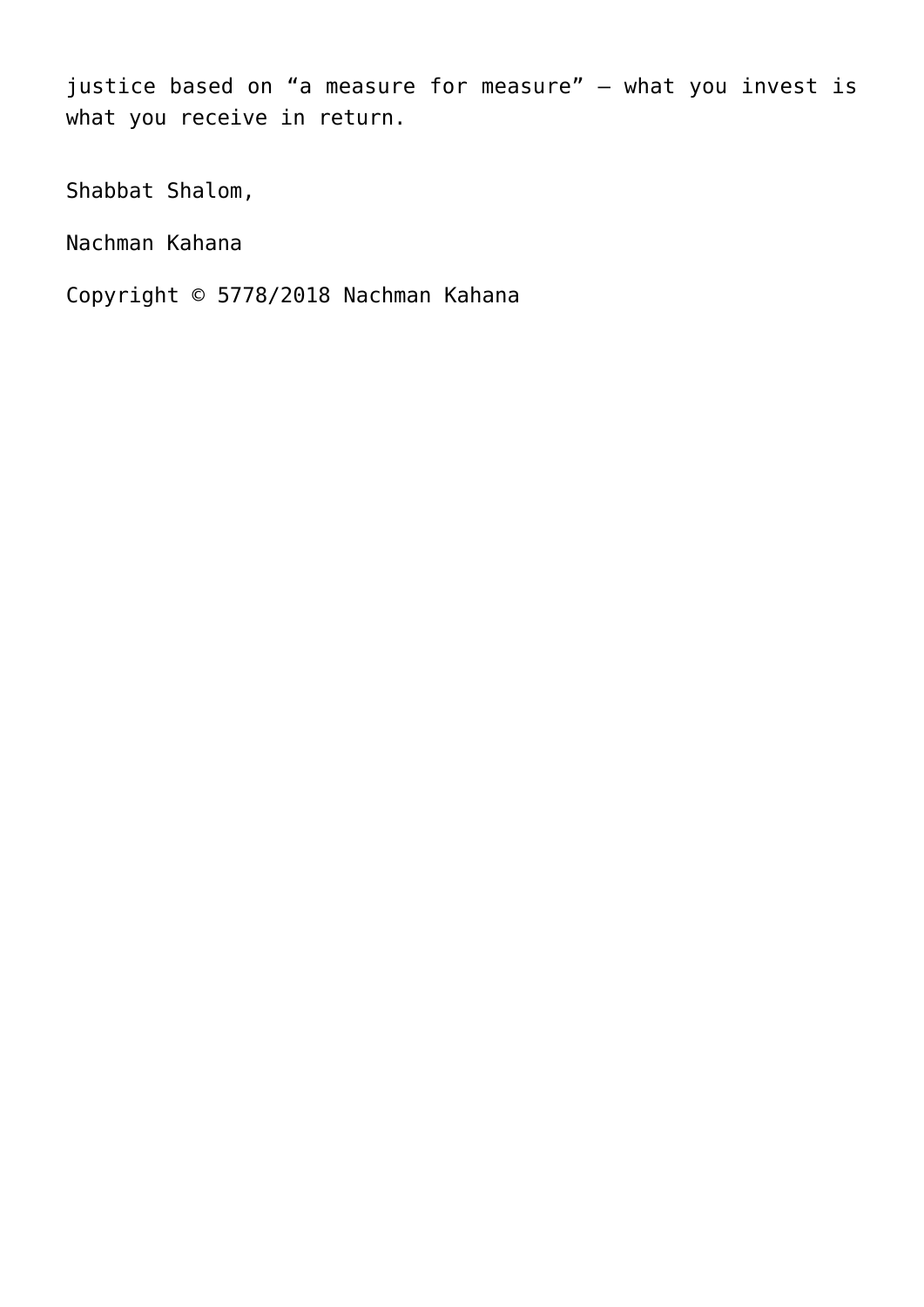justice based on “a measure for measure” – what you invest is what you receive in return.

Shabbat Shalom,

Nachman Kahana

Copyright © 5778/2018 Nachman Kahana